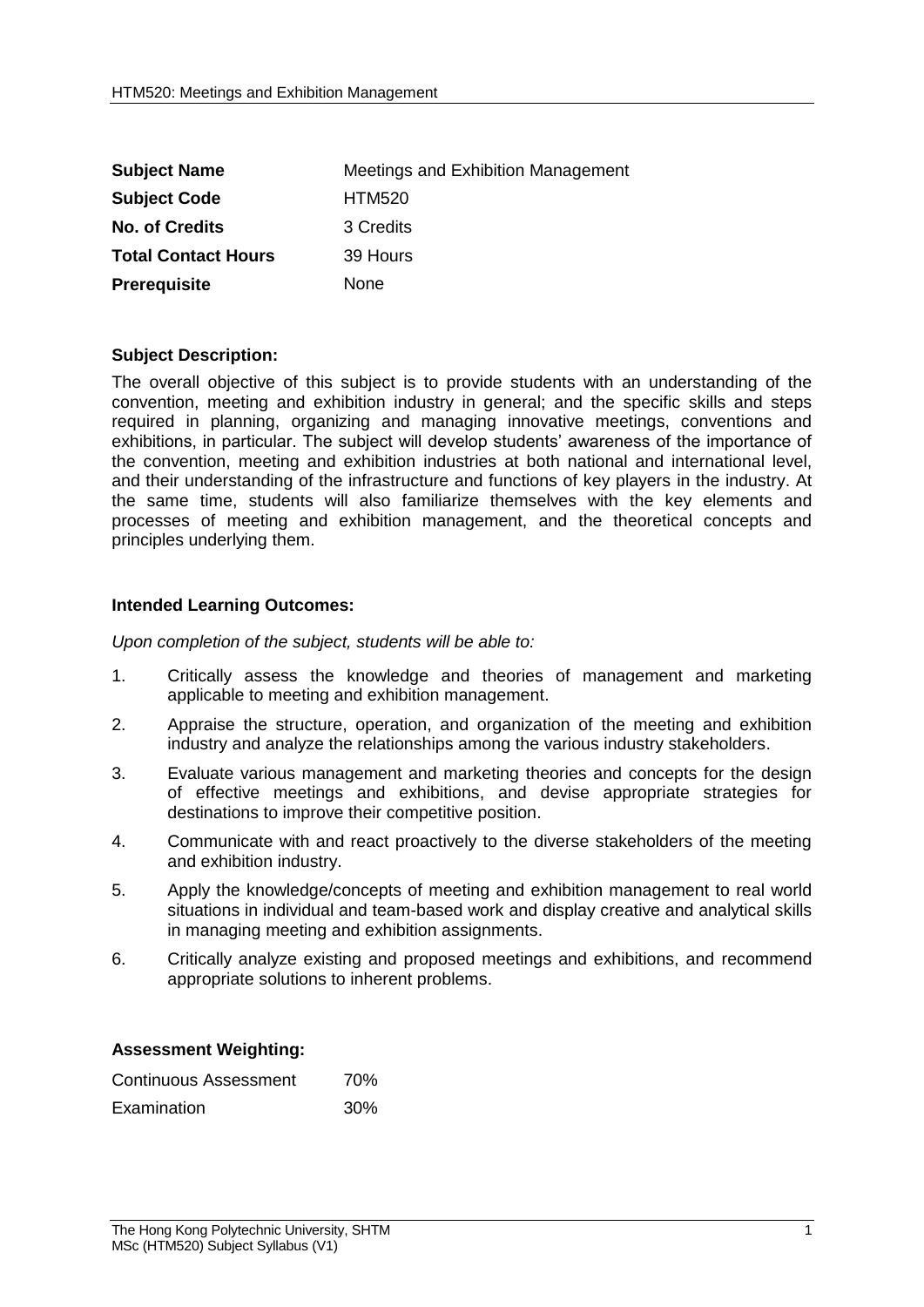| **Subject Name** | Meetings and Exhibition Management |
|---|---|
| **Subject Code** | HTM520 |
| **No. of Credits** | 3 Credits |
| **Total Contact Hours** | 39 Hours |
| **Prerequisite** | None |

**Subject Description:**

The overall objective of this subject is to provide students with an understanding of the convention, meeting and exhibition industry in general; and the specific skills and steps required in planning, organizing and managing innovative meetings, conventions and exhibitions, in particular. The subject will develop students' awareness of the importance of the convention, meeting and exhibition industries at both national and international level, and their understanding of the infrastructure and functions of key players in the industry. At the same time, students will also familiarize themselves with the key elements and processes of meeting and exhibition management, and the theoretical concepts and principles underlying them.

**Intended Learning Outcomes:**

*Upon completion of the subject, students will be able to:*

1. Critically assess the knowledge and theories of management and marketing applicable to meeting and exhibition management.
2. Appraise the structure, operation, and organization of the meeting and exhibition industry and analyze the relationships among the various industry stakeholders.
3. Evaluate various management and marketing theories and concepts for the design of effective meetings and exhibitions, and devise appropriate strategies for destinations to improve their competitive position.
4. Communicate with and react proactively to the diverse stakeholders of the meeting and exhibition industry.
5. Apply the knowledge/concepts of meeting and exhibition management to real world situations in individual and team-based work and display creative and analytical skills in managing meeting and exhibition assignments.
6. Critically analyze existing and proposed meetings and exhibitions, and recommend appropriate solutions to inherent problems.

**Assessment Weighting:**

| Continuous Assessment | 70% |
|---|---|
| Examination | 30% |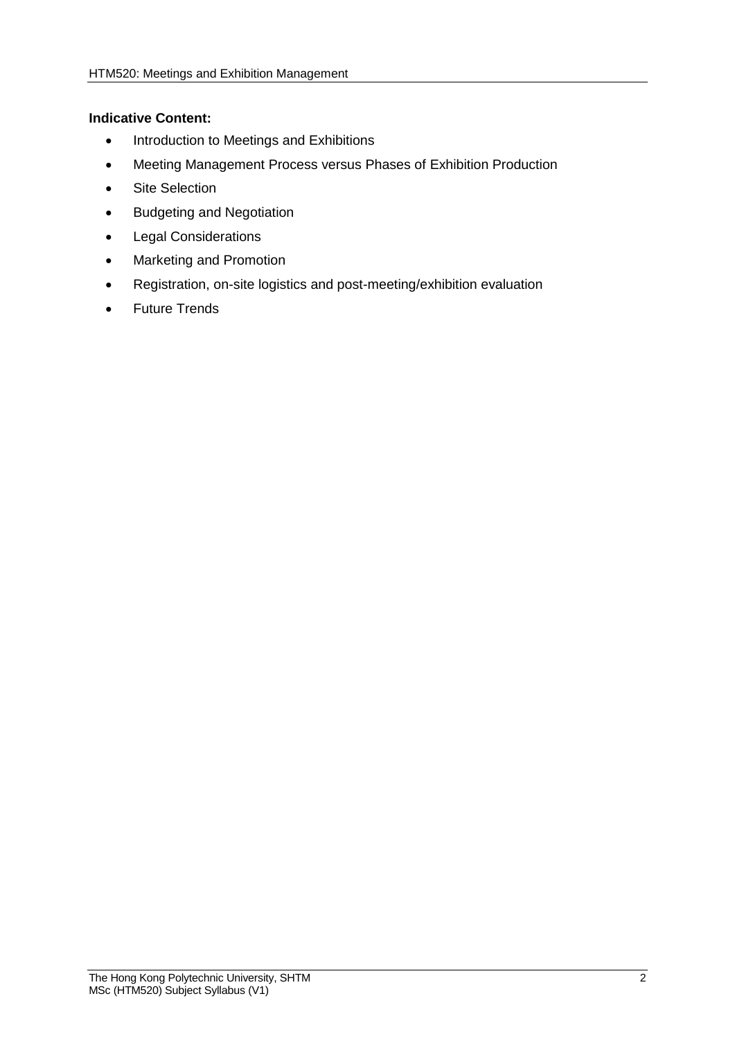**Indicative Content:**

- Introduction to Meetings and Exhibitions
- Meeting Management Process versus Phases of Exhibition Production
- Site Selection
- Budgeting and Negotiation
- Legal Considerations
- Marketing and Promotion
- Registration, on-site logistics and post-meeting/exhibition evaluation
- Future Trends